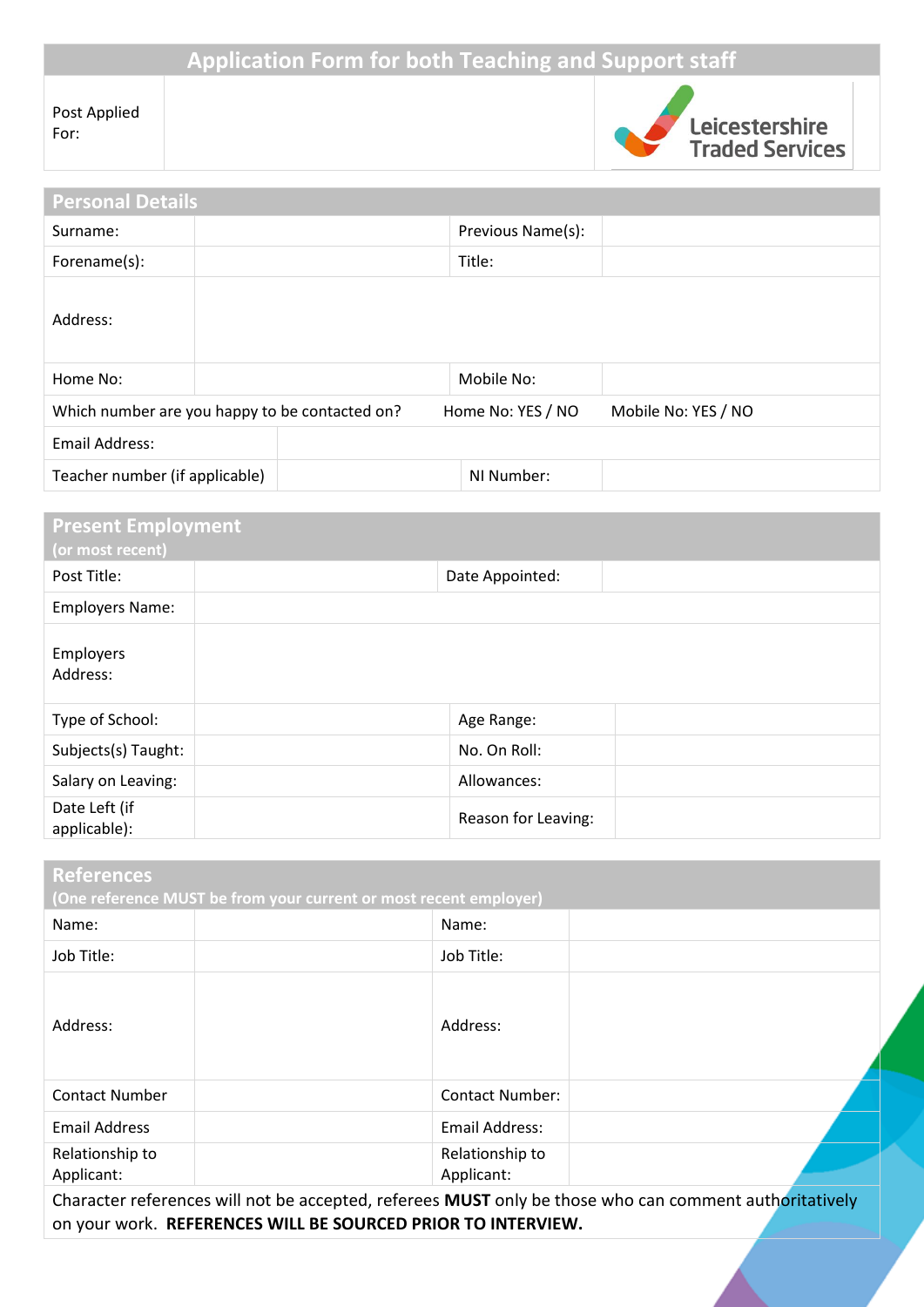# Application Form for both Teaching and Support staff

| Post Applied For: | | Leicestershire Traded Services |
|---|---|---|

## Personal Details

| Surname: | | Previous Name(s): | |
|---|---|---|---|
| Forename(s): | | Title: | |
| Address: | | | |
| Home No: | | Mobile No: | |
| Which number are you happy to be contacted on? | | Home No: YES / NO | Mobile No: YES / NO |
| Email Address: | | | |
| Teacher number (if applicable) | | NI Number: | |

## Present Employment
(or most recent)

| Post Title: | | Date Appointed: | |
|---|---|---|---|
| Employers Name: | | | |
| Employers Address: | | | |
| Type of School: | | Age Range: | |
| Subjects(s) Taught: | | No. On Roll: | |
| Salary on Leaving: | | Allowances: | |
| Date Left (if applicable): | | Reason for Leaving: | |

## References
(One reference MUST be from your current or most recent employer)

| Name: | | Name: | |
|---|---|---|---|
| Job Title: | | Job Title: | |
| Address: | | Address: | |
| Contact Number | | Contact Number: | |
| Email Address | | Email Address: | |
| Relationship to Applicant: | | Relationship to Applicant: | |

Character references will not be accepted, referees **MUST** only be those who can comment authoritatively on your work. **REFERENCES WILL BE SOURCED PRIOR TO INTERVIEW.**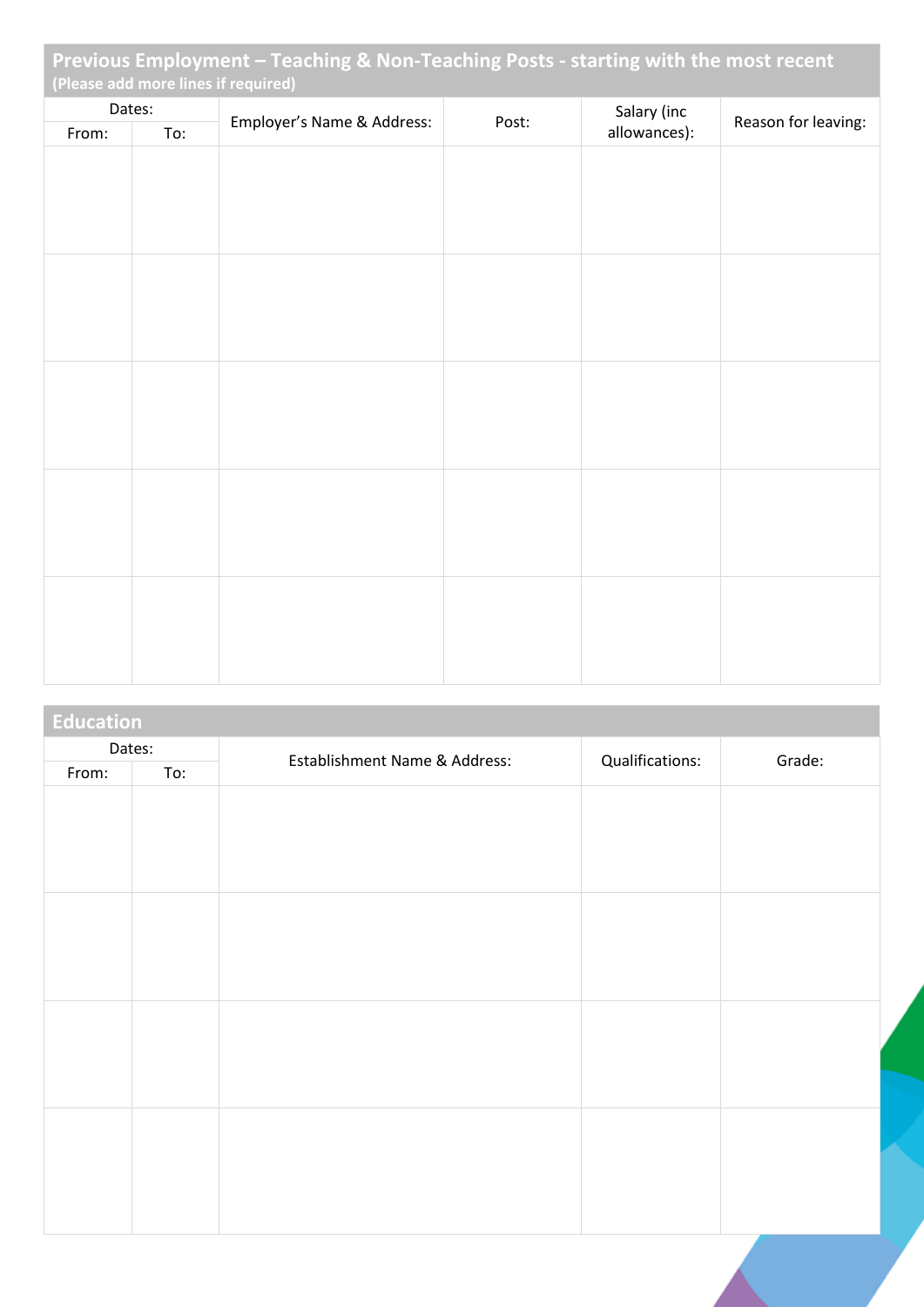## Previous Employment – Teaching & Non-Teaching Posts - starting with the most recent

**(Please add more lines if required)**

| Dates: | | Employer's Name & Address: | Post: | Salary (inc allowances): | Reason for leaving: |
|---|---|---|---|---|---|
| From: | To: | | | | |
| | | | | | |
| | | | | | |
| | | | | | |
| | | | | | |
| | | | | | |

## Education

| Dates: | | Establishment Name & Address: | Qualifications: | Grade: |
|---|---|---|---|---|
| From: | To: | | | |
| | | | | |
| | | | | |
| | | | | |
| | | | | |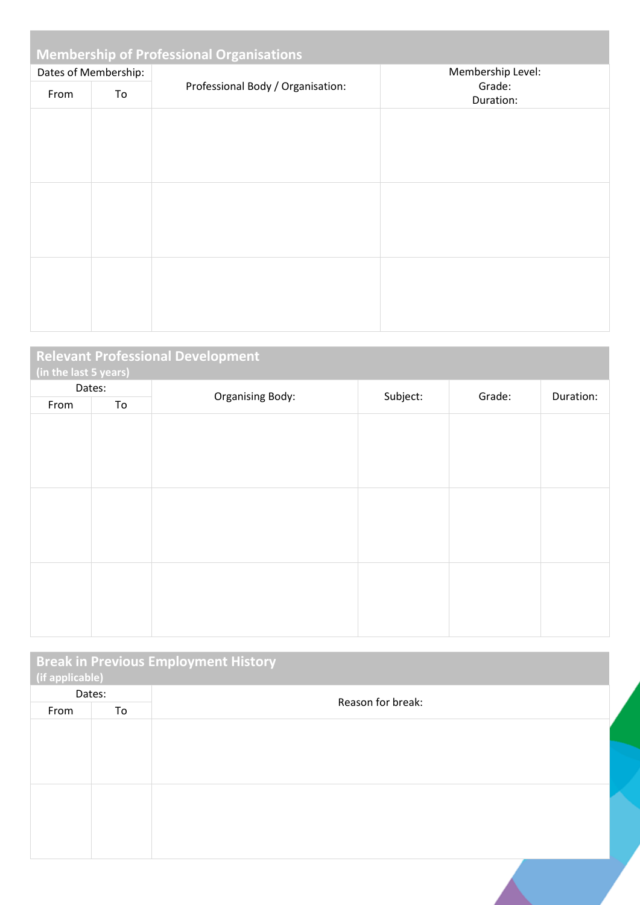## Membership of Professional Organisations

| Dates of Membership: | | Professional Body / Organisation: | Membership Level: Grade: Duration: |
|---|---|---|---|
| From | To | | |
| | | | |
| | | | |
| | | | |

## Relevant Professional Development
(in the last 5 years)

| Dates: | | Organising Body: | Subject: | Grade: | Duration: |
|---|---|---|---|---|---|
| From | To | | | | |
| | | | | | |
| | | | | | |
| | | | | | |

## Break in Previous Employment History
(if applicable)

| Dates: | | Reason for break: |
|---|---|---|
| From | To | |
| | | |
| | | |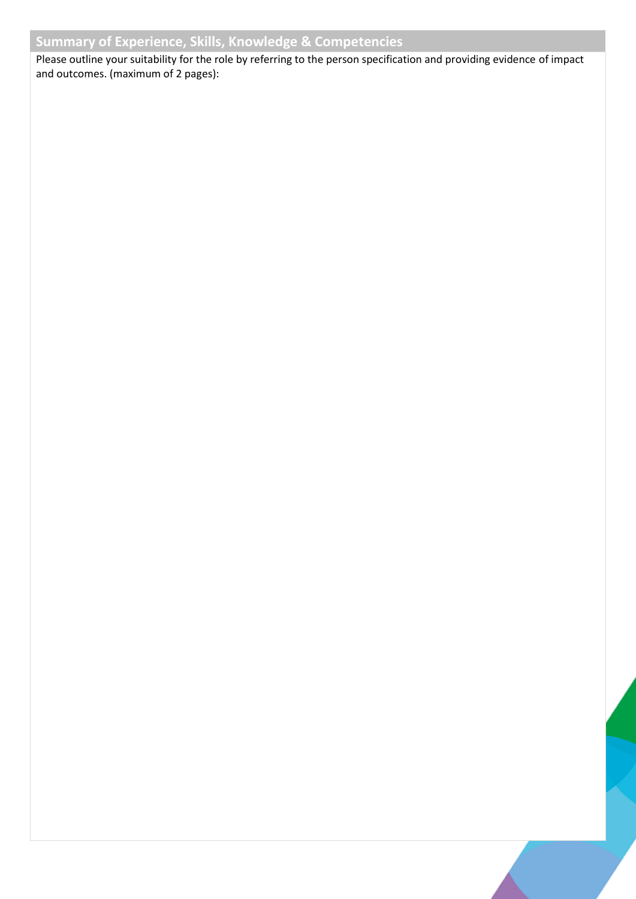## Summary of Experience, Skills, Knowledge & Competencies

Please outline your suitability for the role by referring to the person specification and providing evidence of impact and outcomes. (maximum of 2 pages):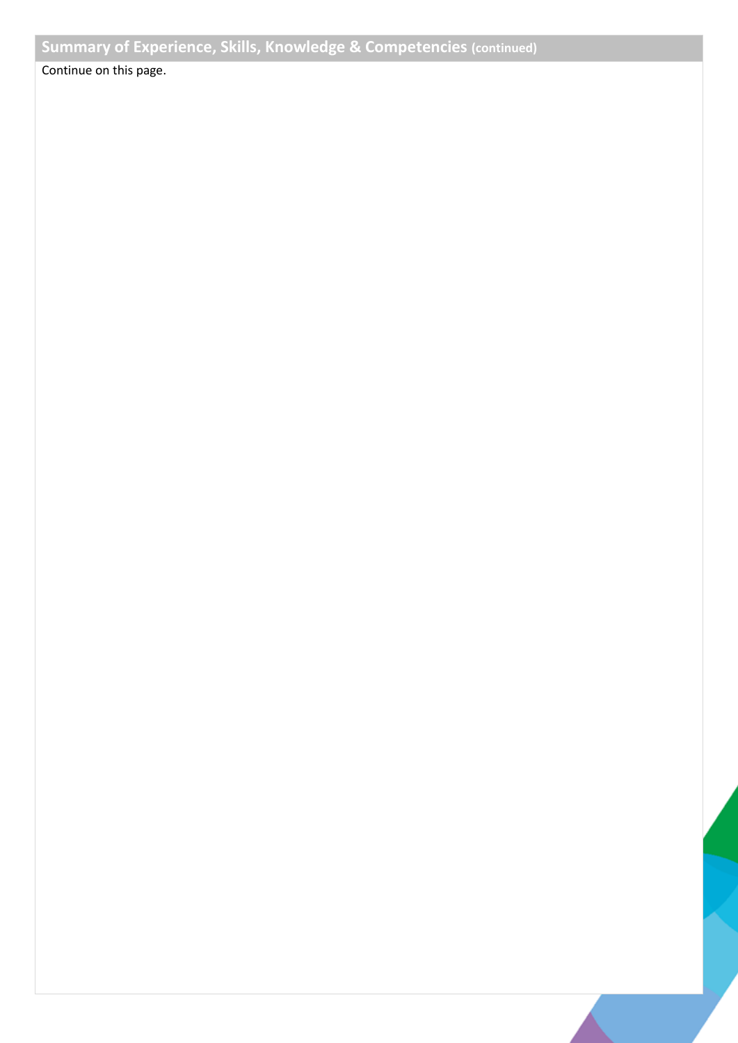## Summary of Experience, Skills, Knowledge & Competencies (continued)

Continue on this page.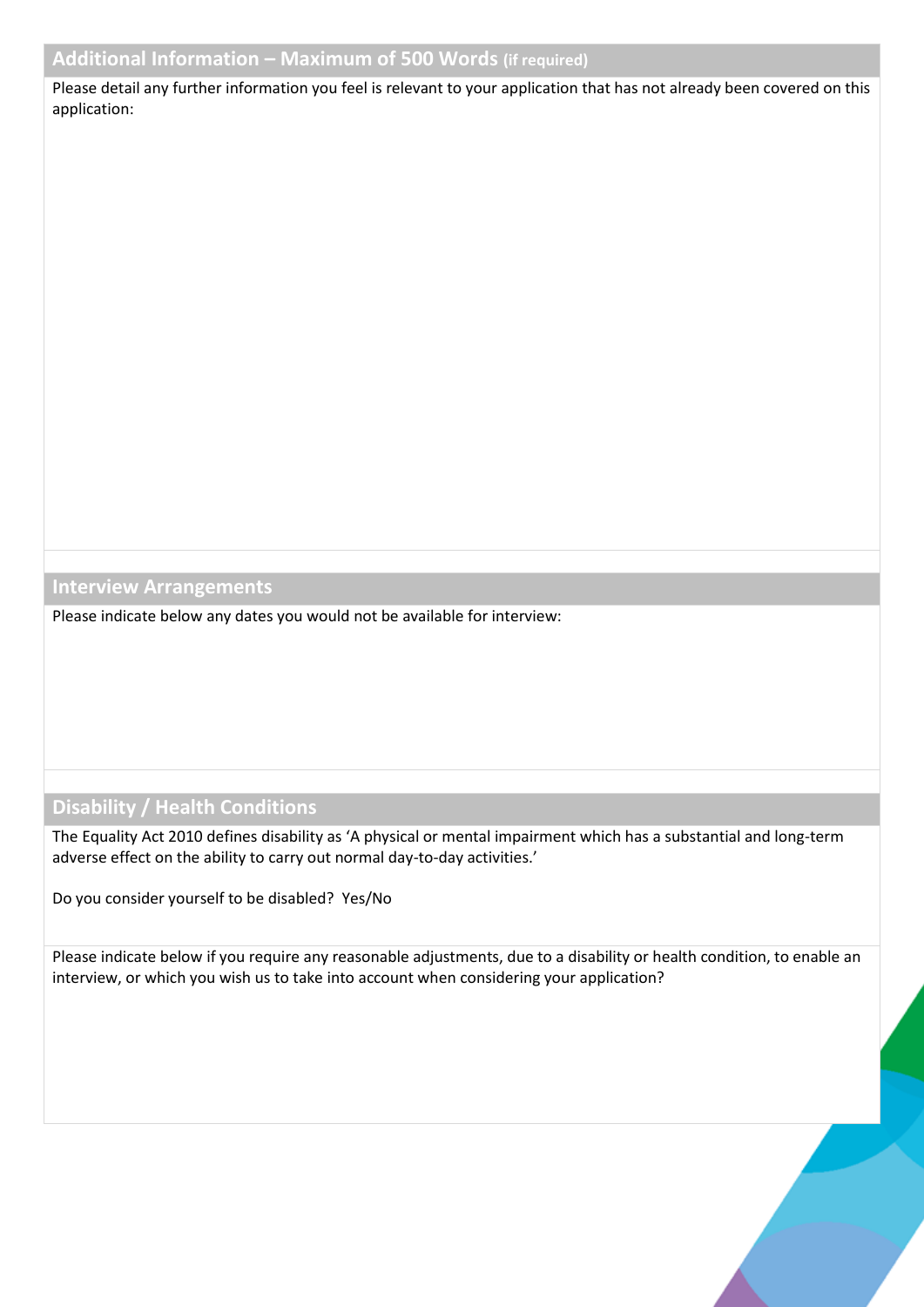## Additional Information – Maximum of 500 Words (if required)

Please detail any further information you feel is relevant to your application that has not already been covered on this application:

## Interview Arrangements

Please indicate below any dates you would not be available for interview:

## Disability / Health Conditions

The Equality Act 2010 defines disability as 'A physical or mental impairment which has a substantial and long-term adverse effect on the ability to carry out normal day-to-day activities.'

Do you consider yourself to be disabled? Yes/No

Please indicate below if you require any reasonable adjustments, due to a disability or health condition, to enable an interview, or which you wish us to take into account when considering your application?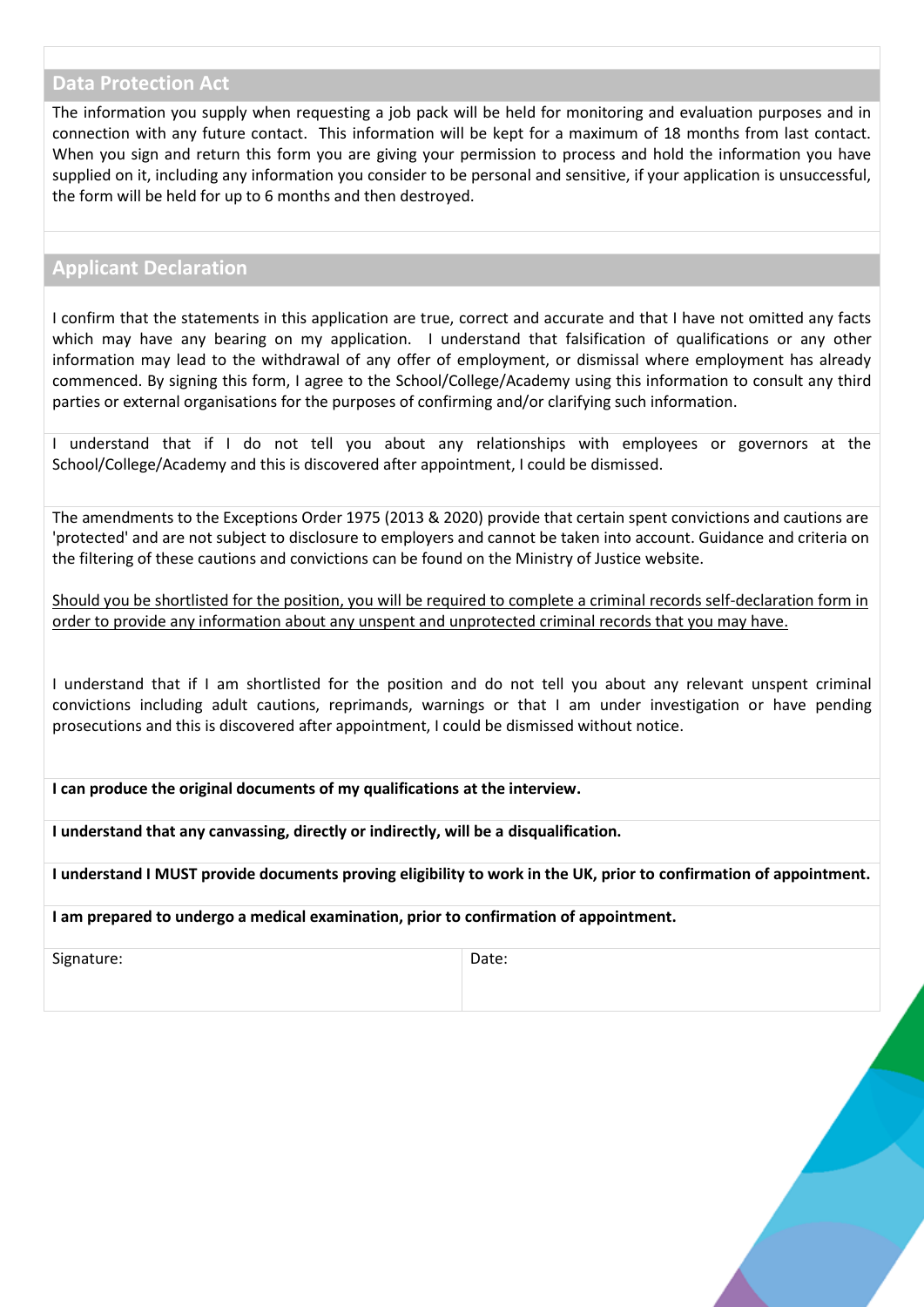## Data Protection Act

The information you supply when requesting a job pack will be held for monitoring and evaluation purposes and in connection with any future contact. This information will be kept for a maximum of 18 months from last contact. When you sign and return this form you are giving your permission to process and hold the information you have supplied on it, including any information you consider to be personal and sensitive, if your application is unsuccessful, the form will be held for up to 6 months and then destroyed.

## Applicant Declaration

I confirm that the statements in this application are true, correct and accurate and that I have not omitted any facts which may have any bearing on my application. I understand that falsification of qualifications or any other information may lead to the withdrawal of any offer of employment, or dismissal where employment has already commenced. By signing this form, I agree to the School/College/Academy using this information to consult any third parties or external organisations for the purposes of confirming and/or clarifying such information.

I understand that if I do not tell you about any relationships with employees or governors at the School/College/Academy and this is discovered after appointment, I could be dismissed.

The amendments to the Exceptions Order 1975 (2013 & 2020) provide that certain spent convictions and cautions are 'protected' and are not subject to disclosure to employers and cannot be taken into account. Guidance and criteria on the filtering of these cautions and convictions can be found on the Ministry of Justice website.

<u>Should you be shortlisted for the position, you will be required to complete a criminal records self-declaration form in order to provide any information about any unspent and unprotected criminal records that you may have.</u>

I understand that if I am shortlisted for the position and do not tell you about any relevant unspent criminal convictions including adult cautions, reprimands, warnings or that I am under investigation or have pending prosecutions and this is discovered after appointment, I could be dismissed without notice.

**I can produce the original documents of my qualifications at the interview.**

**I understand that any canvassing, directly or indirectly, will be a disqualification.**

**I understand I MUST provide documents proving eligibility to work in the UK, prior to confirmation of appointment.**

**I am prepared to undergo a medical examination, prior to confirmation of appointment.**

| Signature: | Date: |
|---|---|
| | |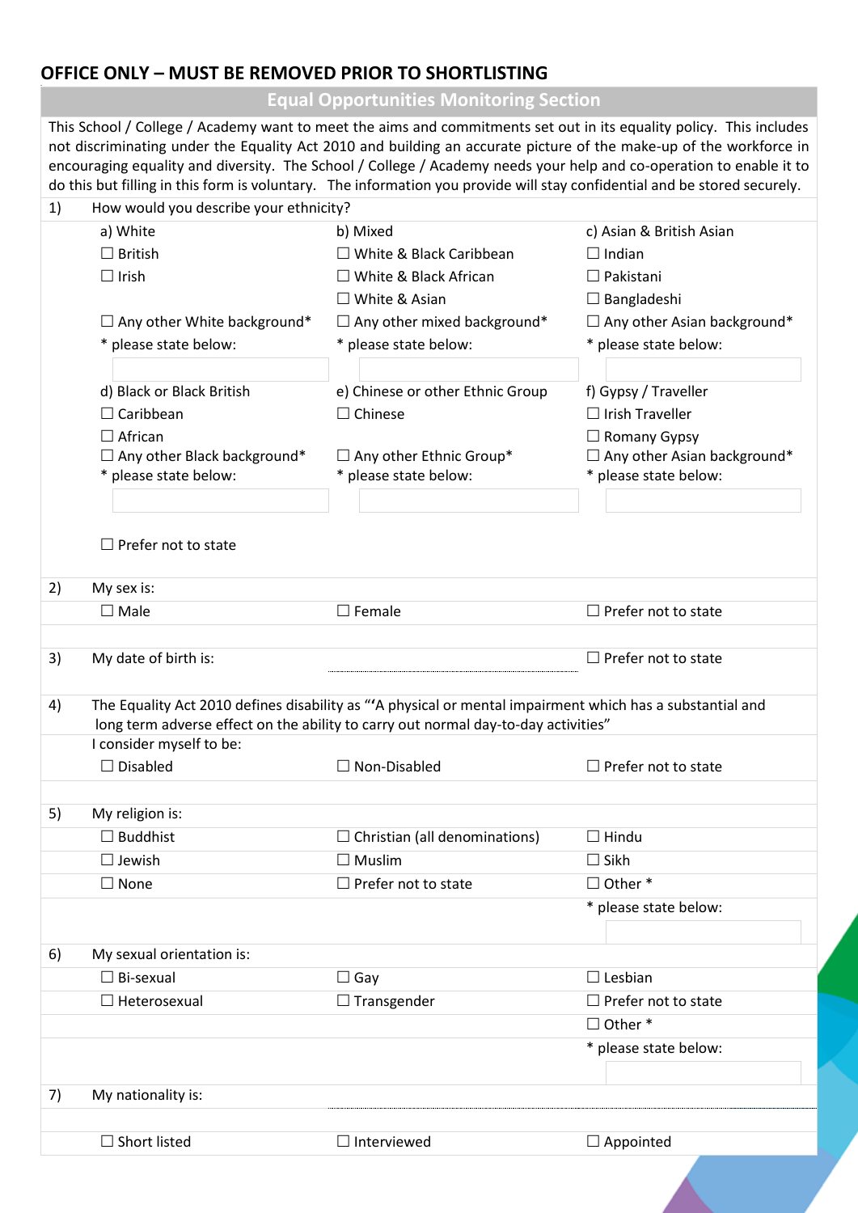## OFFICE ONLY – MUST BE REMOVED PRIOR TO SHORTLISTING

### Equal Opportunities Monitoring Section

This School / College / Academy want to meet the aims and commitments set out in its equality policy. This includes not discriminating under the Equality Act 2010 and building an accurate picture of the make-up of the workforce in encouraging equality and diversity. The School / College / Academy needs your help and co-operation to enable it to do this but filling in this form is voluntary. The information you provide will stay confidential and be stored securely.

1) How would you describe your ethnicity?

| a) White | b) Mixed | c) Asian & British Asian |
|---|---|---|
| ☐ British | ☐ White & Black Caribbean | ☐ Indian |
| ☐ Irish | ☐ White & Black African | ☐ Pakistani |
| | ☐ White & Asian | ☐ Bangladeshi |
| ☐ Any other White background* | ☐ Any other mixed background* | ☐ Any other Asian background* |
| * please state below: | * please state below: | * please state below: |
| d) Black or Black British | e) Chinese or other Ethnic Group | f) Gypsy / Traveller |
| ☐ Caribbean | ☐ Chinese | ☐ Irish Traveller |
| ☐ African | | ☐ Romany Gypsy |
| ☐ Any other Black background* | ☐ Any other Ethnic Group* | ☐ Any other Asian background* |
| * please state below: | * please state below: | * please state below: |

☐ Prefer not to state

2) My sex is:

| | | |
|---|---|---|
| ☐ Male | ☐ Female | ☐ Prefer not to state |

3) My date of birth is: ........................................ ☐ Prefer not to state

4) The Equality Act 2010 defines disability as "'A physical or mental impairment which has a substantial and long term adverse effect on the ability to carry out normal day-to-day activities"

I consider myself to be:

| | | |
|---|---|---|
| ☐ Disabled | ☐ Non-Disabled | ☐ Prefer not to state |

5) My religion is:

| | | |
|---|---|---|
| ☐ Buddhist | ☐ Christian (all denominations) | ☐ Hindu |
| ☐ Jewish | ☐ Muslim | ☐ Sikh |
| ☐ None | ☐ Prefer not to state | ☐ Other * |
| | | * please state below: |

6) My sexual orientation is:

| | | |
|---|---|---|
| ☐ Bi-sexual | ☐ Gay | ☐ Lesbian |
| ☐ Heterosexual | ☐ Transgender | ☐ Prefer not to state |
| | | ☐ Other * |
| | | * please state below: |

7) My nationality is: ........................................

| | | |
|---|---|---|
| ☐ Short listed | ☐ Interviewed | ☐ Appointed |